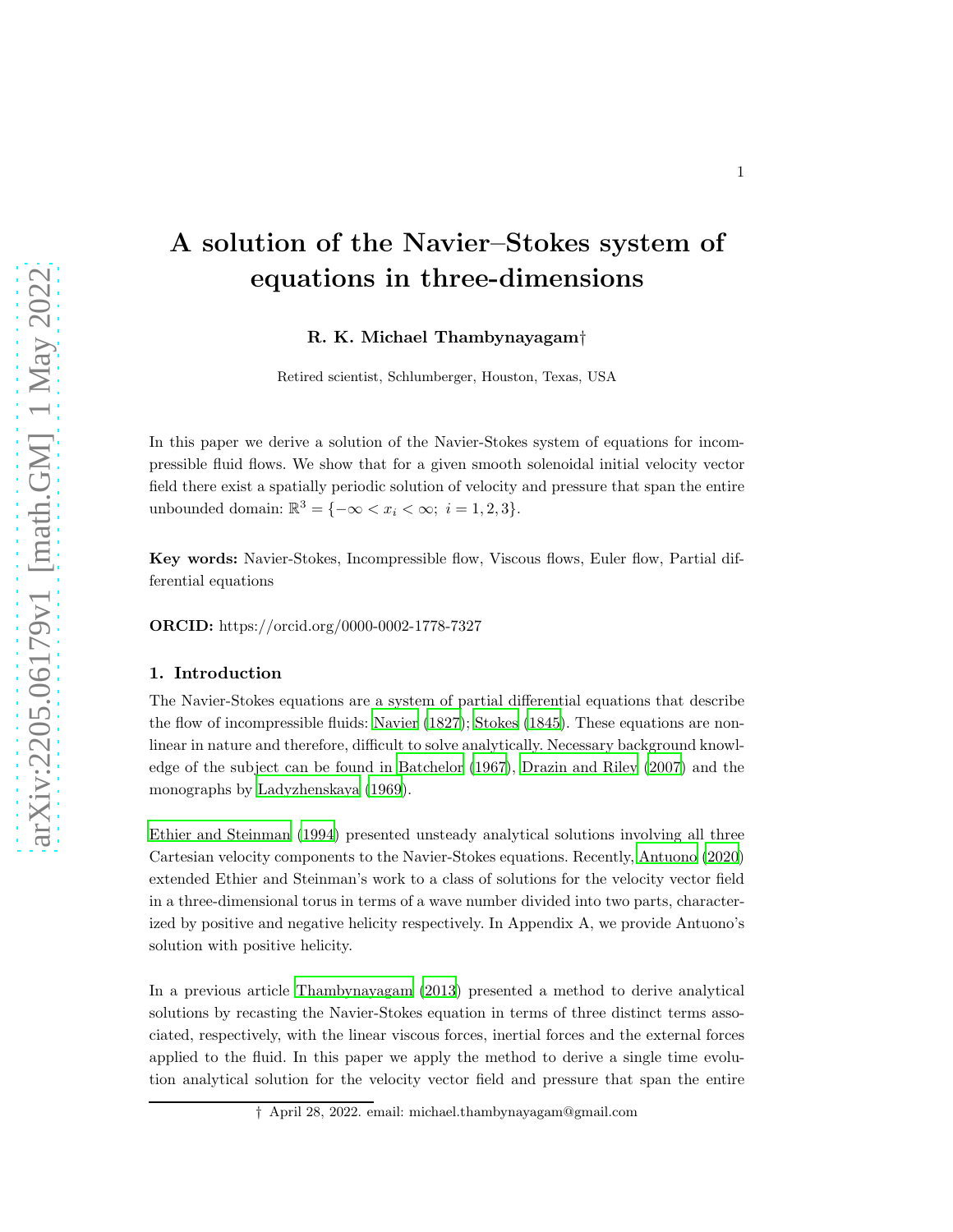# A solution of the Navier–Stokes system of equations in three-dimensions

**R. K. Michael Thambynayagam†**

Retired scientist, Schlumberger, Houston, Texas, USA

In this paper we derive a solution of the Navier-Stokes system of equations for incompressible fluid flows. We show that for a given smooth solenoidal initial velocity vector field there exist a spatially periodic solution of velocity and pressure that span the entire unbounded domain: $\mathbb{R}^3 = \{-\infty < x_i < \infty;\ i = 1, 2, 3\}$.

**Key words:** Navier-Stokes, Incompressible flow, Viscous flows, Euler flow, Partial differential equations

**ORCID:** https://orcid.org/0000-0002-1778-7327

## 1. Introduction

The Navier-Stokes equations are a system of partial differential equations that describe the flow of incompressible fluids: Navier (1827); Stokes (1845). These equations are nonlinear in nature and therefore, difficult to solve analytically. Necessary background knowledge of the subject can be found in Batchelor (1967), Drazin and Riley (2007) and the monographs by Ladyzhenskaya (1969).

Ethier and Steinman (1994) presented unsteady analytical solutions involving all three Cartesian velocity components to the Navier-Stokes equations. Recently, Antuono (2020) extended Ethier and Steinman's work to a class of solutions for the velocity vector field in a three-dimensional torus in terms of a wave number divided into two parts, characterized by positive and negative helicity respectively. In Appendix A, we provide Antuono's solution with positive helicity.

In a previous article Thambynayagam (2013) presented a method to derive analytical solutions by recasting the Navier-Stokes equation in terms of three distinct terms associated, respectively, with the linear viscous forces, inertial forces and the external forces applied to the fluid. In this paper we apply the method to derive a single time evolution analytical solution for the velocity vector field and pressure that span the entire

† April 28, 2022. email: michael.thambynayagam@gmail.com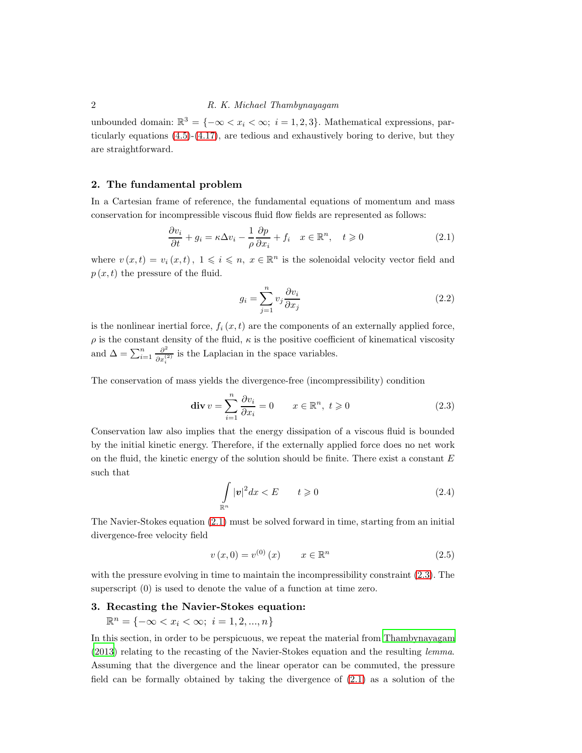unbounded domain: $\mathbb{R}^3 = \{-\infty < x_i < \infty;\ i = 1, 2, 3\}$. Mathematical expressions, particularly equations (4.5)-(4.17), are tedious and exhaustively boring to derive, but they are straightforward.

## 2. The fundamental problem

In a Cartesian frame of reference, the fundamental equations of momentum and mass conservation for incompressible viscous fluid flow fields are represented as follows:

$$\frac{\partial v_i}{\partial t} + g_i = \kappa \Delta v_i - \frac{1}{\rho}\frac{\partial p}{\partial x_i} + f_i \quad x \in \mathbb{R}^n, \quad t \geqslant 0 \tag{2.1}$$

where $v(x,t) = v_i(x,t),\ 1 \leqslant i \leqslant n,\ x \in \mathbb{R}^n$ is the solenoidal velocity vector field and $p(x,t)$ the pressure of the fluid.

$$g_i = \sum_{j=1}^{n} v_j \frac{\partial v_i}{\partial x_j} \tag{2.2}$$

is the nonlinear inertial force, $f_i(x,t)$ are the components of an externally applied force, $\rho$ is the constant density of the fluid, $\kappa$ is the positive coefficient of kinematical viscosity and $\Delta = \sum_{i=1}^{n} \frac{\partial^2}{\partial x_i^{(2)}}$ is the Laplacian in the space variables.

The conservation of mass yields the divergence-free (incompressibility) condition

$$\mathbf{div}\, v = \sum_{i=1}^{n} \frac{\partial v_i}{\partial x_i} = 0 \qquad x \in \mathbb{R}^n,\ t \geqslant 0 \tag{2.3}$$

Conservation law also implies that the energy dissipation of a viscous fluid is bounded by the initial kinetic energy. Therefore, if the externally applied force does no net work on the fluid, the kinetic energy of the solution should be finite. There exist a constant $E$ such that

$$\int\limits_{\mathbb{R}^n} |\boldsymbol{v}|^2 dx < E \qquad t \geqslant 0 \tag{2.4}$$

The Navier-Stokes equation (2.1) must be solved forward in time, starting from an initial divergence-free velocity field

$$v(x,0) = v^{(0)}(x) \qquad x \in \mathbb{R}^n \tag{2.5}$$

with the pressure evolving in time to maintain the incompressibility constraint (2.3). The superscript (0) is used to denote the value of a function at time zero.

## 3. Recasting the Navier-Stokes equation: $\mathbb{R}^n = \{-\infty < x_i < \infty;\ i = 1, 2, ..., n\}$

In this section, in order to be perspicuous, we repeat the material from Thambynayagam (2013) relating to the recasting of the Navier-Stokes equation and the resulting *lemma*. Assuming that the divergence and the linear operator can be commuted, the pressure field can be formally obtained by taking the divergence of (2.1) as a solution of the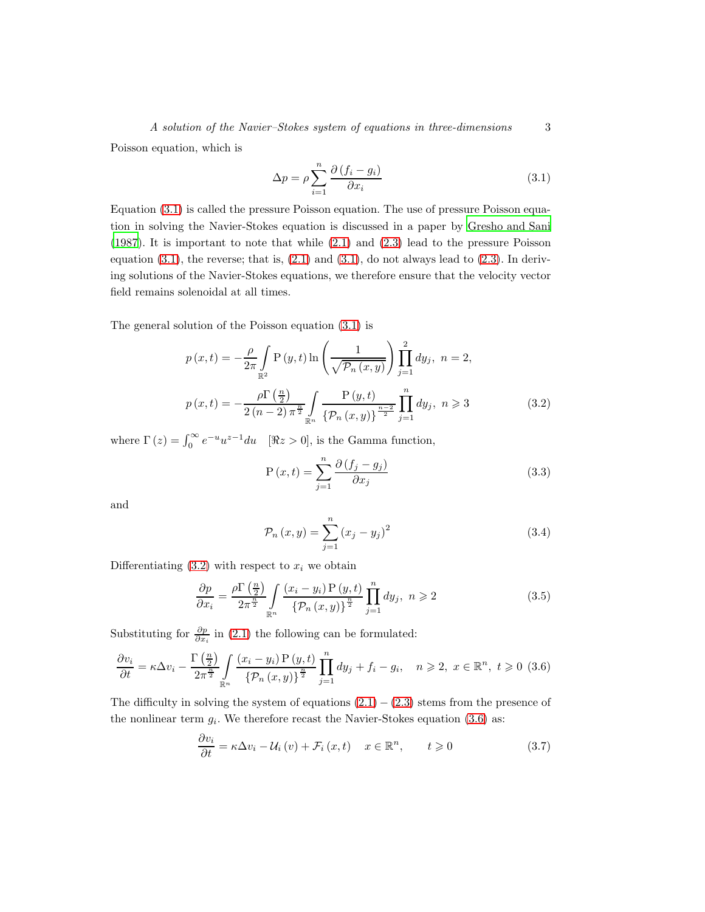Poisson equation, which is

$$\Delta p = \rho \sum_{i=1}^{n} \frac{\partial (f_i - g_i)}{\partial x_i} \tag{3.1}$$

Equation (3.1) is called the pressure Poisson equation. The use of pressure Poisson equation in solving the Navier-Stokes equation is discussed in a paper by Gresho and Sani (1987). It is important to note that while (2.1) and (2.3) lead to the pressure Poisson equation (3.1), the reverse; that is, (2.1) and (3.1), do not always lead to (2.3). In deriving solutions of the Navier-Stokes equations, we therefore ensure that the velocity vector field remains solenoidal at all times.

The general solution of the Poisson equation (3.1) is

$$p(x,t) = -\frac{\rho}{2\pi} \int_{\mathbb{R}^2} \mathrm{P}(y,t) \ln\left(\frac{1}{\sqrt{\mathcal{P}_n(x,y)}}\right) \prod_{j=1}^{2} dy_j, \ n = 2,$$

$$p(x,t) = -\frac{\rho \Gamma\left(\frac{n}{2}\right)}{2(n-2)\pi^{\frac{n}{2}}} \int_{\mathbb{R}^n} \frac{\mathrm{P}(y,t)}{\{\mathcal{P}_n(x,y)\}^{\frac{n-2}{2}}} \prod_{j=1}^{n} dy_j, \ n \geqslant 3 \tag{3.2}$$

where $\Gamma(z) = \int_0^\infty e^{-u} u^{z-1} du \quad [\Re z > 0]$, is the Gamma function,

$$\mathrm{P}(x,t) = \sum_{j=1}^{n} \frac{\partial (f_j - g_j)}{\partial x_j} \tag{3.3}$$

and

$$\mathcal{P}_n(x,y) = \sum_{j=1}^{n} (x_j - y_j)^2 \tag{3.4}$$

Differentiating (3.2) with respect to $x_i$ we obtain

$$\frac{\partial p}{\partial x_i} = \frac{\rho \Gamma\left(\frac{n}{2}\right)}{2\pi^{\frac{n}{2}}} \int_{\mathbb{R}^n} \frac{(x_i - y_i)\mathrm{P}(y,t)}{\{\mathcal{P}_n(x,y)\}^{\frac{n}{2}}} \prod_{j=1}^{n} dy_j, \ n \geqslant 2 \tag{3.5}$$

Substituting for $\frac{\partial p}{\partial x_i}$ in (2.1) the following can be formulated:

$$\frac{\partial v_i}{\partial t} = \kappa \Delta v_i - \frac{\Gamma\left(\frac{n}{2}\right)}{2\pi^{\frac{n}{2}}} \int_{\mathbb{R}^n} \frac{(x_i - y_i)\mathrm{P}(y,t)}{\{\mathcal{P}_n(x,y)\}^{\frac{n}{2}}} \prod_{j=1}^{n} dy_j + f_i - g_i, \quad n \geqslant 2, \ x \in \mathbb{R}^n, \ t \geqslant 0 \tag{3.6}$$

The difficulty in solving the system of equations (2.1) – (2.3) stems from the presence of the nonlinear term $g_i$. We therefore recast the Navier-Stokes equation (3.6) as:

$$\frac{\partial v_i}{\partial t} = \kappa \Delta v_i - \mathcal{U}_i(v) + \mathcal{F}_i(x,t) \quad x \in \mathbb{R}^n, \qquad t \geqslant 0 \tag{3.7}$$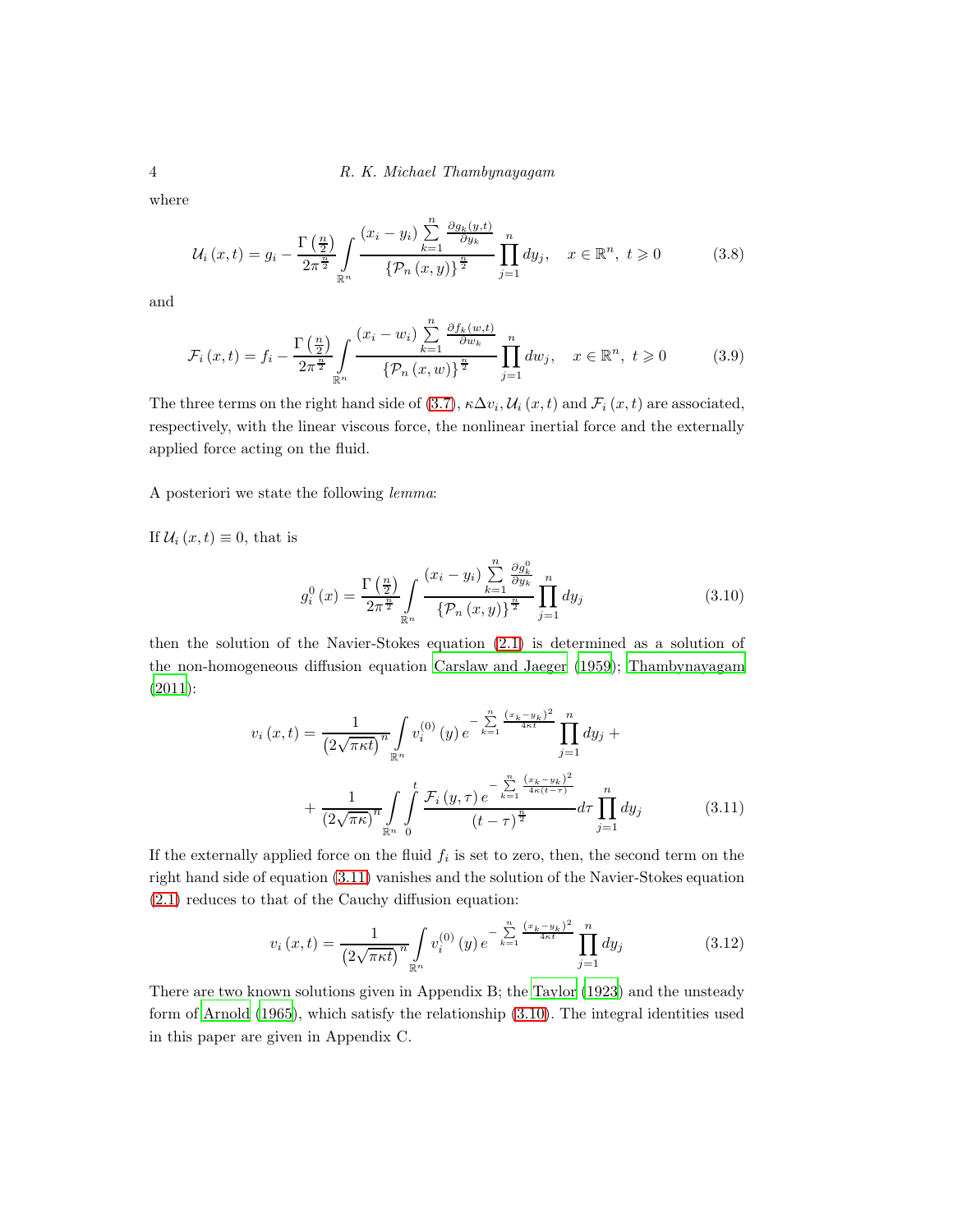where

$$\mathcal{U}_i\left(x,t\right)=g_i-\frac{\Gamma\left(\frac{n}{2}\right)}{2\pi^{\frac{n}{2}}}\int\limits_{\mathbb{R}^n}\frac{\left(x_i-y_i\right)\sum\limits_{k=1}^{n}\frac{\partial g_k\left(y,t\right)}{\partial y_k}}{\left\{\mathcal{P}_n\left(x,y\right)\right\}^{\frac{n}{2}}}\prod_{j=1}^{n}dy_j,\quad x\in\mathbb{R}^n,\ t\geqslant 0 \tag{3.8}$$

and

$$\mathcal{F}_i\left(x,t\right)=f_i-\frac{\Gamma\left(\frac{n}{2}\right)}{2\pi^{\frac{n}{2}}}\int\limits_{\mathbb{R}^n}\frac{\left(x_i-w_i\right)\sum\limits_{k=1}^{n}\frac{\partial f_k\left(w,t\right)}{\partial w_k}}{\left\{\mathcal{P}_n\left(x,w\right)\right\}^{\frac{n}{2}}}\prod_{j=1}^{n}dw_j,\quad x\in\mathbb{R}^n,\ t\geqslant 0 \tag{3.9}$$

The three terms on the right hand side of (3.7), $\kappa\Delta v_i, \mathcal{U}_i\left(x,t\right)$ and $\mathcal{F}_i\left(x,t\right)$ are associated, respectively, with the linear viscous force, the nonlinear inertial force and the externally applied force acting on the fluid.

A posteriori we state the following *lemma*:

If $\mathcal{U}_i\left(x,t\right)\equiv 0$, that is

$$g_i^0\left(x\right)=\frac{\Gamma\left(\frac{n}{2}\right)}{2\pi^{\frac{n}{2}}}\int\limits_{\mathbb{R}^n}\frac{\left(x_i-y_i\right)\sum\limits_{k=1}^{n}\frac{\partial g_k^0}{\partial y_k}}{\left\{\mathcal{P}_n\left(x,y\right)\right\}^{\frac{n}{2}}}\prod_{j=1}^{n}dy_j \tag{3.10}$$

then the solution of the Navier-Stokes equation (2.1) is determined as a solution of the non-homogeneous diffusion equation Carslaw and Jaeger (1959); Thambynayagam (2011):

$$\begin{aligned}v_i\left(x,t\right)=&\frac{1}{\left(2\sqrt{\pi\kappa t}\right)^n}\int\limits_{\mathbb{R}^n}v_i^{(0)}\left(y\right)e^{-\sum\limits_{k=1}^{n}\frac{\left(x_k-y_k\right)^2}{4\kappa t}}\prod_{j=1}^{n}dy_j+\\&+\frac{1}{\left(2\sqrt{\pi\kappa}\right)^n}\int\limits_{\mathbb{R}^n}\int\limits_{0}^{t}\frac{\mathcal{F}_i\left(y,\tau\right)e^{-\sum\limits_{k=1}^{n}\frac{\left(x_k-y_k\right)^2}{4\kappa\left(t-\tau\right)}}}{\left(t-\tau\right)^{\frac{n}{2}}}d\tau\prod_{j=1}^{n}dy_j\end{aligned} \tag{3.11}$$

If the externally applied force on the fluid $f_i$ is set to zero, then, the second term on the right hand side of equation (3.11) vanishes and the solution of the Navier-Stokes equation (2.1) reduces to that of the Cauchy diffusion equation:

$$v_i\left(x,t\right)=\frac{1}{\left(2\sqrt{\pi\kappa t}\right)^n}\int\limits_{\mathbb{R}^n}v_i^{(0)}\left(y\right)e^{-\sum\limits_{k=1}^{n}\frac{\left(x_k-y_k\right)^2}{4\kappa t}}\prod_{j=1}^{n}dy_j \tag{3.12}$$

There are two known solutions given in Appendix B; the Taylor (1923) and the unsteady form of Arnold (1965), which satisfy the relationship (3.10). The integral identities used in this paper are given in Appendix C.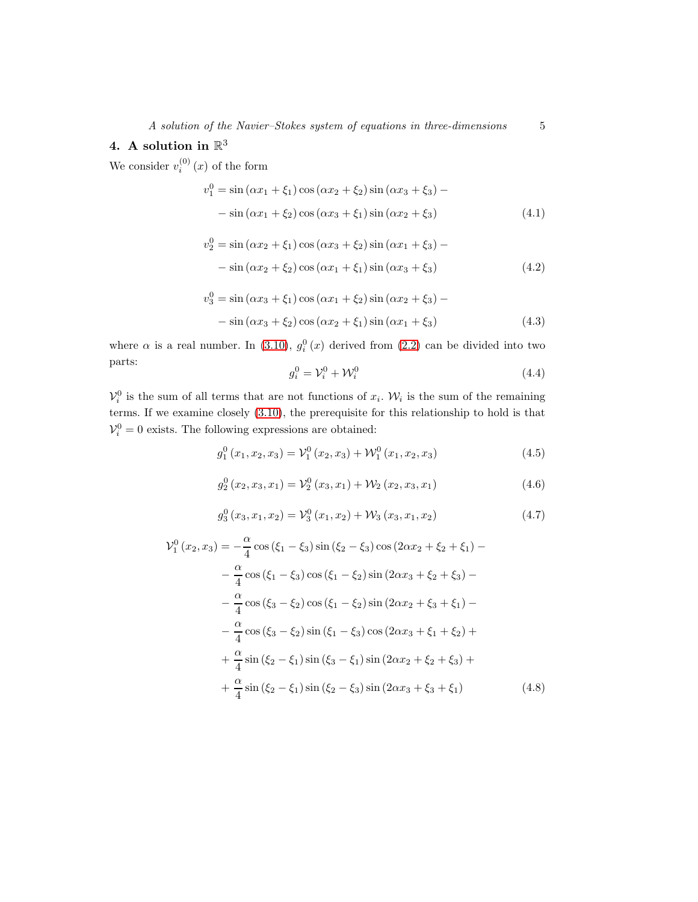## 4. A solution in $\mathbb{R}^3$

We consider $v_i^{(0)}(x)$ of the form

$$
\begin{aligned}
v_1^0 = & \sin(\alpha x_1 + \xi_1)\cos(\alpha x_2 + \xi_2)\sin(\alpha x_3 + \xi_3) - \\
& - \sin(\alpha x_1 + \xi_2)\cos(\alpha x_3 + \xi_1)\sin(\alpha x_2 + \xi_3)
\end{aligned} \tag{4.1}
$$

$$
\begin{aligned}
v_2^0 = & \sin(\alpha x_2 + \xi_1)\cos(\alpha x_3 + \xi_2)\sin(\alpha x_1 + \xi_3) - \\
& - \sin(\alpha x_2 + \xi_2)\cos(\alpha x_1 + \xi_1)\sin(\alpha x_3 + \xi_3)
\end{aligned} \tag{4.2}
$$

$$
\begin{aligned}
v_3^0 = & \sin(\alpha x_3 + \xi_1)\cos(\alpha x_1 + \xi_2)\sin(\alpha x_2 + \xi_3) - \\
& - \sin(\alpha x_3 + \xi_2)\cos(\alpha x_2 + \xi_1)\sin(\alpha x_1 + \xi_3)
\end{aligned} \tag{4.3}
$$

where $\alpha$ is a real number. In (3.10), $g_i^0(x)$ derived from (2.2) can be divided into two parts:

$$
g_i^0 = \mathcal{V}_i^0 + \mathcal{W}_i^0 \tag{4.4}
$$

$\mathcal{V}_i^0$ is the sum of all terms that are not functions of $x_i$. $\mathcal{W}_i$ is the sum of the remaining terms. If we examine closely (3.10), the prerequisite for this relationship to hold is that $\mathcal{V}_i^0 = 0$ exists. The following expressions are obtained:

$$
g_1^0(x_1, x_2, x_3) = \mathcal{V}_1^0(x_2, x_3) + \mathcal{W}_1^0(x_1, x_2, x_3) \tag{4.5}
$$

$$
g_2^0(x_2, x_3, x_1) = \mathcal{V}_2^0(x_3, x_1) + \mathcal{W}_2(x_2, x_3, x_1) \tag{4.6}
$$

$$
g_3^0(x_3, x_1, x_2) = \mathcal{V}_3^0(x_1, x_2) + \mathcal{W}_3(x_3, x_1, x_2) \tag{4.7}
$$

$$
\begin{aligned}
\mathcal{V}_1^0(x_2, x_3) = & -\frac{\alpha}{4}\cos(\xi_1 - \xi_3)\sin(\xi_2 - \xi_3)\cos(2\alpha x_2 + \xi_2 + \xi_1) - \\
& - \frac{\alpha}{4}\cos(\xi_1 - \xi_3)\cos(\xi_1 - \xi_2)\sin(2\alpha x_3 + \xi_2 + \xi_3) - \\
& - \frac{\alpha}{4}\cos(\xi_3 - \xi_2)\cos(\xi_1 - \xi_2)\sin(2\alpha x_2 + \xi_3 + \xi_1) - \\
& - \frac{\alpha}{4}\cos(\xi_3 - \xi_2)\sin(\xi_1 - \xi_3)\cos(2\alpha x_3 + \xi_1 + \xi_2) + \\
& + \frac{\alpha}{4}\sin(\xi_2 - \xi_1)\sin(\xi_3 - \xi_1)\sin(2\alpha x_2 + \xi_2 + \xi_3) + \\
& + \frac{\alpha}{4}\sin(\xi_2 - \xi_1)\sin(\xi_2 - \xi_3)\sin(2\alpha x_3 + \xi_3 + \xi_1)
\end{aligned} \tag{4.8}
$$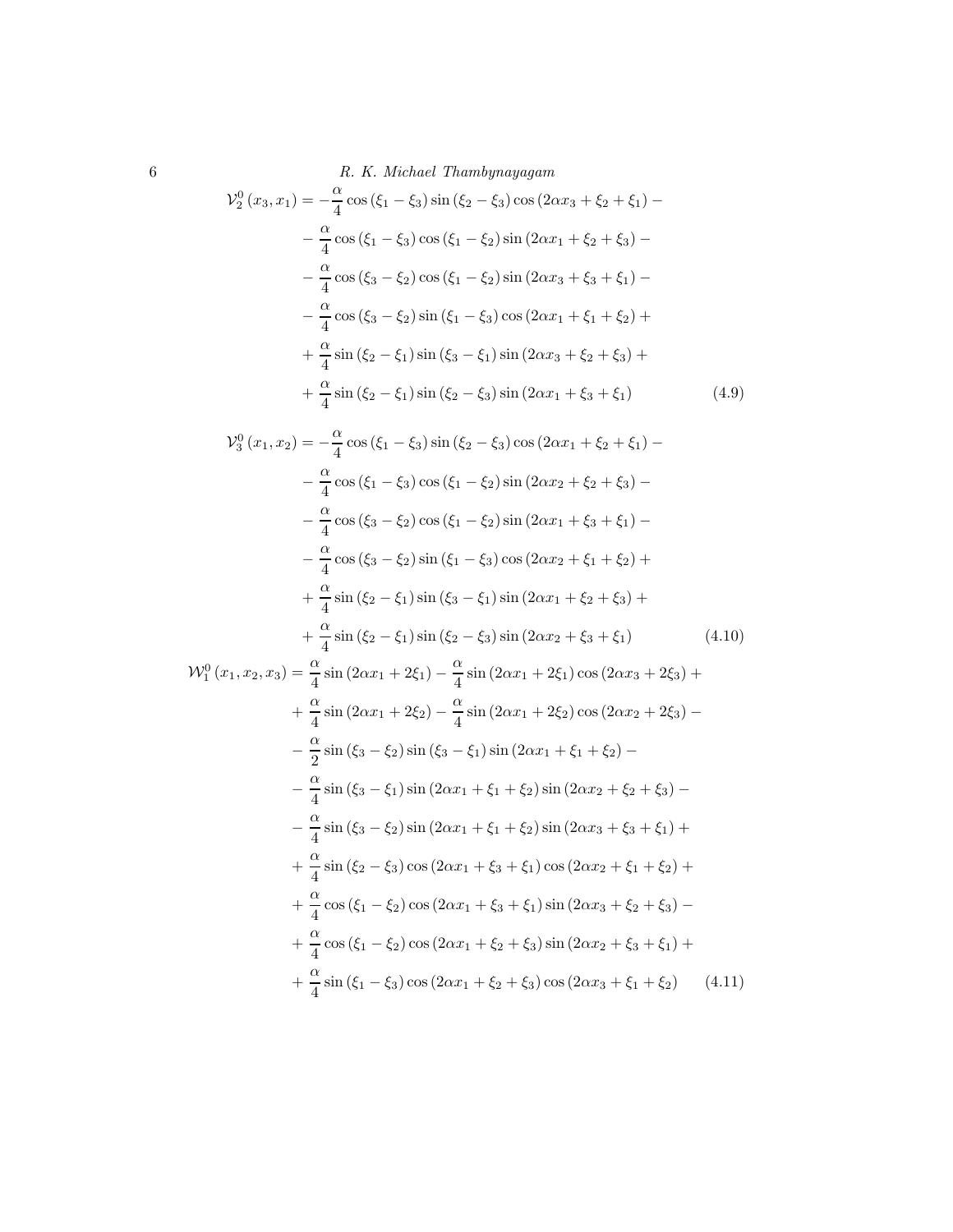$$
\begin{aligned}
\mathcal{V}_2^0\left(x_3, x_1\right) = & -\frac{\alpha}{4} \cos\left(\xi_1-\xi_3\right) \sin\left(\xi_2-\xi_3\right) \cos\left(2\alpha x_3+\xi_2+\xi_1\right) - \\
& -\frac{\alpha}{4} \cos\left(\xi_1-\xi_3\right) \cos\left(\xi_1-\xi_2\right) \sin\left(2\alpha x_1+\xi_2+\xi_3\right) - \\
& -\frac{\alpha}{4} \cos\left(\xi_3-\xi_2\right) \cos\left(\xi_1-\xi_2\right) \sin\left(2\alpha x_3+\xi_3+\xi_1\right) - \\
& -\frac{\alpha}{4} \cos\left(\xi_3-\xi_2\right) \sin\left(\xi_1-\xi_3\right) \cos\left(2\alpha x_1+\xi_1+\xi_2\right) + \\
& +\frac{\alpha}{4} \sin\left(\xi_2-\xi_1\right) \sin\left(\xi_3-\xi_1\right) \sin\left(2\alpha x_3+\xi_2+\xi_3\right) + \\
& +\frac{\alpha}{4} \sin\left(\xi_2-\xi_1\right) \sin\left(\xi_2-\xi_3\right) \sin\left(2\alpha x_1+\xi_3+\xi_1\right)
\end{aligned} \tag{4.9}
$$

$$
\begin{aligned}
\mathcal{V}_3^0\left(x_1, x_2\right) = & -\frac{\alpha}{4} \cos\left(\xi_1-\xi_3\right) \sin\left(\xi_2-\xi_3\right) \cos\left(2\alpha x_1+\xi_2+\xi_1\right) - \\
& -\frac{\alpha}{4} \cos\left(\xi_1-\xi_3\right) \cos\left(\xi_1-\xi_2\right) \sin\left(2\alpha x_2+\xi_2+\xi_3\right) - \\
& -\frac{\alpha}{4} \cos\left(\xi_3-\xi_2\right) \cos\left(\xi_1-\xi_2\right) \sin\left(2\alpha x_1+\xi_3+\xi_1\right) - \\
& -\frac{\alpha}{4} \cos\left(\xi_3-\xi_2\right) \sin\left(\xi_1-\xi_3\right) \cos\left(2\alpha x_2+\xi_1+\xi_2\right) + \\
& +\frac{\alpha}{4} \sin\left(\xi_2-\xi_1\right) \sin\left(\xi_3-\xi_1\right) \sin\left(2\alpha x_1+\xi_2+\xi_3\right) + \\
& +\frac{\alpha}{4} \sin\left(\xi_2-\xi_1\right) \sin\left(\xi_2-\xi_3\right) \sin\left(2\alpha x_2+\xi_3+\xi_1\right)
\end{aligned} \tag{4.10}
$$

$$
\begin{aligned}
\mathcal{W}_1^0\left(x_1, x_2, x_3\right) = & \frac{\alpha}{4} \sin\left(2\alpha x_1+2\xi_1\right) - \frac{\alpha}{4} \sin\left(2\alpha x_1+2\xi_1\right) \cos\left(2\alpha x_3+2\xi_3\right) + \\
& +\frac{\alpha}{4} \sin\left(2\alpha x_1+2\xi_2\right) - \frac{\alpha}{4} \sin\left(2\alpha x_1+2\xi_2\right) \cos\left(2\alpha x_2+2\xi_3\right) - \\
& -\frac{\alpha}{2} \sin\left(\xi_3-\xi_2\right) \sin\left(\xi_3-\xi_1\right) \sin\left(2\alpha x_1+\xi_1+\xi_2\right) - \\
& -\frac{\alpha}{4} \sin\left(\xi_3-\xi_1\right) \sin\left(2\alpha x_1+\xi_1+\xi_2\right) \sin\left(2\alpha x_2+\xi_2+\xi_3\right) - \\
& -\frac{\alpha}{4} \sin\left(\xi_3-\xi_2\right) \sin\left(2\alpha x_1+\xi_1+\xi_2\right) \sin\left(2\alpha x_3+\xi_3+\xi_1\right) + \\
& +\frac{\alpha}{4} \sin\left(\xi_2-\xi_3\right) \cos\left(2\alpha x_1+\xi_3+\xi_1\right) \cos\left(2\alpha x_2+\xi_1+\xi_2\right) + \\
& +\frac{\alpha}{4} \cos\left(\xi_1-\xi_2\right) \cos\left(2\alpha x_1+\xi_3+\xi_1\right) \sin\left(2\alpha x_3+\xi_2+\xi_3\right) - \\
& +\frac{\alpha}{4} \cos\left(\xi_1-\xi_2\right) \cos\left(2\alpha x_1+\xi_2+\xi_3\right) \sin\left(2\alpha x_2+\xi_3+\xi_1\right) + \\
& +\frac{\alpha}{4} \sin\left(\xi_1-\xi_3\right) \cos\left(2\alpha x_1+\xi_2+\xi_3\right) \cos\left(2\alpha x_3+\xi_1+\xi_2\right)
\end{aligned} \tag{4.11}
$$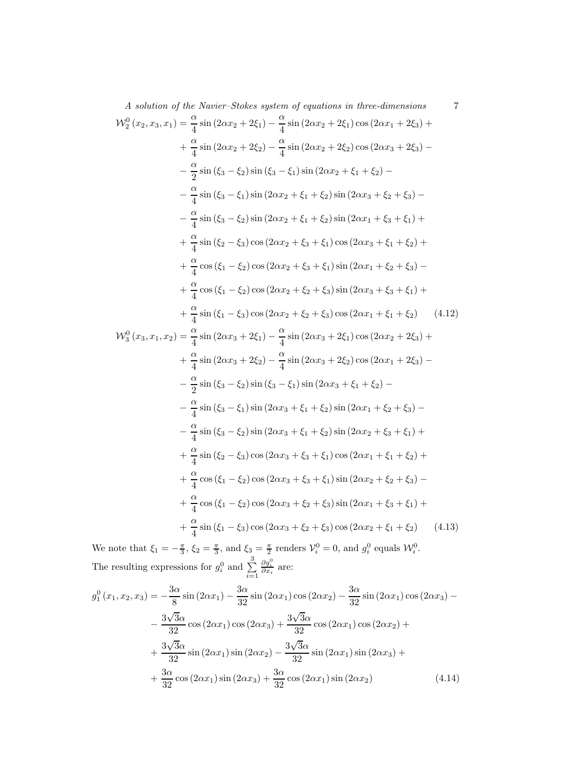$$
\begin{aligned}
\mathcal{W}_2^0\left(x_2, x_3, x_1\right) = & \frac{\alpha}{4} \sin\left(2\alpha x_2 + 2\xi_1\right) - \frac{\alpha}{4} \sin\left(2\alpha x_2 + 2\xi_1\right) \cos\left(2\alpha x_1 + 2\xi_3\right) + \\
& + \frac{\alpha}{4} \sin\left(2\alpha x_2 + 2\xi_2\right) - \frac{\alpha}{4} \sin\left(2\alpha x_2 + 2\xi_2\right) \cos\left(2\alpha x_3 + 2\xi_3\right) - \\
& - \frac{\alpha}{2} \sin\left(\xi_3 - \xi_2\right) \sin\left(\xi_3 - \xi_1\right) \sin\left(2\alpha x_2 + \xi_1 + \xi_2\right) - \\
& - \frac{\alpha}{4} \sin\left(\xi_3 - \xi_1\right) \sin\left(2\alpha x_2 + \xi_1 + \xi_2\right) \sin\left(2\alpha x_3 + \xi_2 + \xi_3\right) - \\
& - \frac{\alpha}{4} \sin\left(\xi_3 - \xi_2\right) \sin\left(2\alpha x_2 + \xi_1 + \xi_2\right) \sin\left(2\alpha x_1 + \xi_3 + \xi_1\right) + \\
& + \frac{\alpha}{4} \sin\left(\xi_2 - \xi_3\right) \cos\left(2\alpha x_2 + \xi_3 + \xi_1\right) \cos\left(2\alpha x_3 + \xi_1 + \xi_2\right) + \\
& + \frac{\alpha}{4} \cos\left(\xi_1 - \xi_2\right) \cos\left(2\alpha x_2 + \xi_3 + \xi_1\right) \sin\left(2\alpha x_1 + \xi_2 + \xi_3\right) - \\
& + \frac{\alpha}{4} \cos\left(\xi_1 - \xi_2\right) \cos\left(2\alpha x_2 + \xi_2 + \xi_3\right) \sin\left(2\alpha x_3 + \xi_3 + \xi_1\right) + \\
& + \frac{\alpha}{4} \sin\left(\xi_1 - \xi_3\right) \cos\left(2\alpha x_2 + \xi_2 + \xi_3\right) \cos\left(2\alpha x_1 + \xi_1 + \xi_2\right) \qquad (4.12)
\end{aligned}
$$

$$
\begin{aligned}
\mathcal{W}_3^0\left(x_3, x_1, x_2\right) = & \frac{\alpha}{4} \sin\left(2\alpha x_3 + 2\xi_1\right) - \frac{\alpha}{4} \sin\left(2\alpha x_3 + 2\xi_1\right) \cos\left(2\alpha x_2 + 2\xi_3\right) + \\
& + \frac{\alpha}{4} \sin\left(2\alpha x_3 + 2\xi_2\right) - \frac{\alpha}{4} \sin\left(2\alpha x_3 + 2\xi_2\right) \cos\left(2\alpha x_1 + 2\xi_3\right) - \\
& - \frac{\alpha}{2} \sin\left(\xi_3 - \xi_2\right) \sin\left(\xi_3 - \xi_1\right) \sin\left(2\alpha x_3 + \xi_1 + \xi_2\right) - \\
& - \frac{\alpha}{4} \sin\left(\xi_3 - \xi_1\right) \sin\left(2\alpha x_3 + \xi_1 + \xi_2\right) \sin\left(2\alpha x_1 + \xi_2 + \xi_3\right) - \\
& - \frac{\alpha}{4} \sin\left(\xi_3 - \xi_2\right) \sin\left(2\alpha x_3 + \xi_1 + \xi_2\right) \sin\left(2\alpha x_2 + \xi_3 + \xi_1\right) + \\
& + \frac{\alpha}{4} \sin\left(\xi_2 - \xi_3\right) \cos\left(2\alpha x_3 + \xi_3 + \xi_1\right) \cos\left(2\alpha x_1 + \xi_1 + \xi_2\right) + \\
& + \frac{\alpha}{4} \cos\left(\xi_1 - \xi_2\right) \cos\left(2\alpha x_3 + \xi_3 + \xi_1\right) \sin\left(2\alpha x_2 + \xi_2 + \xi_3\right) - \\
& + \frac{\alpha}{4} \cos\left(\xi_1 - \xi_2\right) \cos\left(2\alpha x_3 + \xi_2 + \xi_3\right) \sin\left(2\alpha x_1 + \xi_3 + \xi_1\right) + \\
& + \frac{\alpha}{4} \sin\left(\xi_1 - \xi_3\right) \cos\left(2\alpha x_3 + \xi_2 + \xi_3\right) \cos\left(2\alpha x_2 + \xi_1 + \xi_2\right) \qquad (4.13)
\end{aligned}
$$

We note that $\xi_1 = -\frac{\pi}{3}$, $\xi_2 = \frac{\pi}{3}$, and $\xi_3 = \frac{\pi}{2}$ renders $\mathcal{V}_i^0 = 0$, and $g_i^0$ equals $\mathcal{W}_i^0$. The resulting expressions for $g_i^0$ and $\sum\limits_{i=1}^{3} \frac{\partial g_i^0}{\partial x_i}$ are:

$$
\begin{aligned}
g_1^0\left(x_1, x_2, x_3\right) = & -\frac{3\alpha}{8} \sin\left(2\alpha x_1\right) - \frac{3\alpha}{32} \sin\left(2\alpha x_1\right) \cos\left(2\alpha x_2\right) - \frac{3\alpha}{32} \sin\left(2\alpha x_1\right) \cos\left(2\alpha x_3\right) - \\
& - \frac{3\sqrt{3}\alpha}{32} \cos\left(2\alpha x_1\right) \cos\left(2\alpha x_3\right) + \frac{3\sqrt{3}\alpha}{32} \cos\left(2\alpha x_1\right) \cos\left(2\alpha x_2\right) + \\
& + \frac{3\sqrt{3}\alpha}{32} \sin\left(2\alpha x_1\right) \sin\left(2\alpha x_2\right) - \frac{3\sqrt{3}\alpha}{32} \sin\left(2\alpha x_1\right) \sin\left(2\alpha x_3\right) + \\
& + \frac{3\alpha}{32} \cos\left(2\alpha x_1\right) \sin\left(2\alpha x_3\right) + \frac{3\alpha}{32} \cos\left(2\alpha x_1\right) \sin\left(2\alpha x_2\right) \qquad (4.14)
\end{aligned}
$$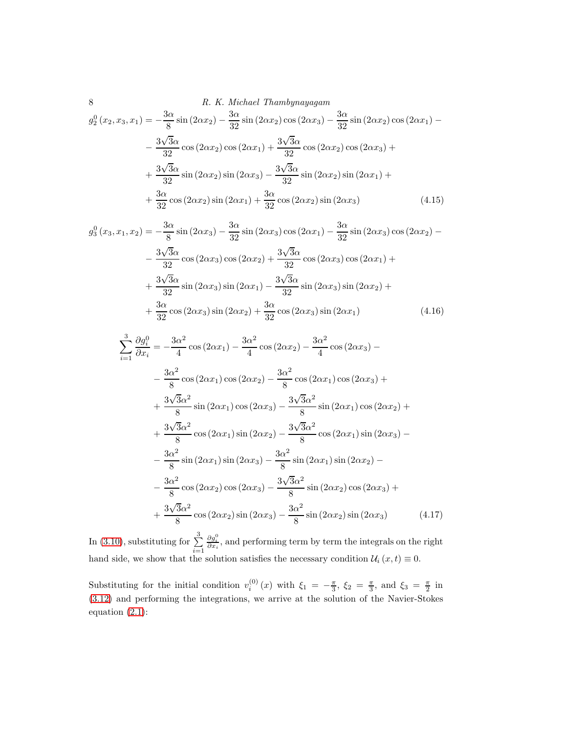$$
\begin{aligned}
g_2^0\left(x_2, x_3, x_1\right) = & -\frac{3\alpha}{8}\sin\left(2\alpha x_2\right) - \frac{3\alpha}{32}\sin\left(2\alpha x_2\right)\cos\left(2\alpha x_3\right) - \frac{3\alpha}{32}\sin\left(2\alpha x_2\right)\cos\left(2\alpha x_1\right) - \\
& - \frac{3\sqrt{3}\alpha}{32}\cos\left(2\alpha x_2\right)\cos\left(2\alpha x_1\right) + \frac{3\sqrt{3}\alpha}{32}\cos\left(2\alpha x_2\right)\cos\left(2\alpha x_3\right) + \\
& + \frac{3\sqrt{3}\alpha}{32}\sin\left(2\alpha x_2\right)\sin\left(2\alpha x_3\right) - \frac{3\sqrt{3}\alpha}{32}\sin\left(2\alpha x_2\right)\sin\left(2\alpha x_1\right) + \\
& + \frac{3\alpha}{32}\cos\left(2\alpha x_2\right)\sin\left(2\alpha x_1\right) + \frac{3\alpha}{32}\cos\left(2\alpha x_2\right)\sin\left(2\alpha x_3\right)
\end{aligned} \tag{4.15}
$$

$$
\begin{aligned}
g_3^0\left(x_3, x_1, x_2\right) = & -\frac{3\alpha}{8}\sin\left(2\alpha x_3\right) - \frac{3\alpha}{32}\sin\left(2\alpha x_3\right)\cos\left(2\alpha x_1\right) - \frac{3\alpha}{32}\sin\left(2\alpha x_3\right)\cos\left(2\alpha x_2\right) - \\
& - \frac{3\sqrt{3}\alpha}{32}\cos\left(2\alpha x_3\right)\cos\left(2\alpha x_2\right) + \frac{3\sqrt{3}\alpha}{32}\cos\left(2\alpha x_3\right)\cos\left(2\alpha x_1\right) + \\
& + \frac{3\sqrt{3}\alpha}{32}\sin\left(2\alpha x_3\right)\sin\left(2\alpha x_1\right) - \frac{3\sqrt{3}\alpha}{32}\sin\left(2\alpha x_3\right)\sin\left(2\alpha x_2\right) + \\
& + \frac{3\alpha}{32}\cos\left(2\alpha x_3\right)\sin\left(2\alpha x_2\right) + \frac{3\alpha}{32}\cos\left(2\alpha x_3\right)\sin\left(2\alpha x_1\right)
\end{aligned} \tag{4.16}
$$

$$
\begin{aligned}
\sum_{i=1}^{3}\frac{\partial g_i^0}{\partial x_i} = & -\frac{3\alpha^2}{4}\cos\left(2\alpha x_1\right) - \frac{3\alpha^2}{4}\cos\left(2\alpha x_2\right) - \frac{3\alpha^2}{4}\cos\left(2\alpha x_3\right) - \\
& - \frac{3\alpha^2}{8}\cos\left(2\alpha x_1\right)\cos\left(2\alpha x_2\right) - \frac{3\alpha^2}{8}\cos\left(2\alpha x_1\right)\cos\left(2\alpha x_3\right) + \\
& + \frac{3\sqrt{3}\alpha^2}{8}\sin\left(2\alpha x_1\right)\cos\left(2\alpha x_3\right) - \frac{3\sqrt{3}\alpha^2}{8}\sin\left(2\alpha x_1\right)\cos\left(2\alpha x_2\right) + \\
& + \frac{3\sqrt{3}\alpha^2}{8}\cos\left(2\alpha x_1\right)\sin\left(2\alpha x_2\right) - \frac{3\sqrt{3}\alpha^2}{8}\cos\left(2\alpha x_1\right)\sin\left(2\alpha x_3\right) - \\
& - \frac{3\alpha^2}{8}\sin\left(2\alpha x_1\right)\sin\left(2\alpha x_3\right) - \frac{3\alpha^2}{8}\sin\left(2\alpha x_1\right)\sin\left(2\alpha x_2\right) - \\
& - \frac{3\alpha^2}{8}\cos\left(2\alpha x_2\right)\cos\left(2\alpha x_3\right) - \frac{3\sqrt{3}\alpha^2}{8}\sin\left(2\alpha x_2\right)\cos\left(2\alpha x_3\right) + \\
& + \frac{3\sqrt{3}\alpha^2}{8}\cos\left(2\alpha x_2\right)\sin\left(2\alpha x_3\right) - \frac{3\alpha^2}{8}\sin\left(2\alpha x_2\right)\sin\left(2\alpha x_3\right)
\end{aligned} \tag{4.17}
$$

In (3.10), substituting for $\sum_{i=1}^{3}\frac{\partial g_i^0}{\partial x_i}$, and performing term by term the integrals on the right hand side, we show that the solution satisfies the necessary condition $\mathcal{U}_i\left(x,t\right) \equiv 0$.

Substituting for the initial condition $v_i^{(0)}\left(x\right)$ with $\xi_1 = -\frac{\pi}{3}$, $\xi_2 = \frac{\pi}{3}$, and $\xi_3 = \frac{\pi}{2}$ in (3.12) and performing the integrations, we arrive at the solution of the Navier-Stokes equation (2.1):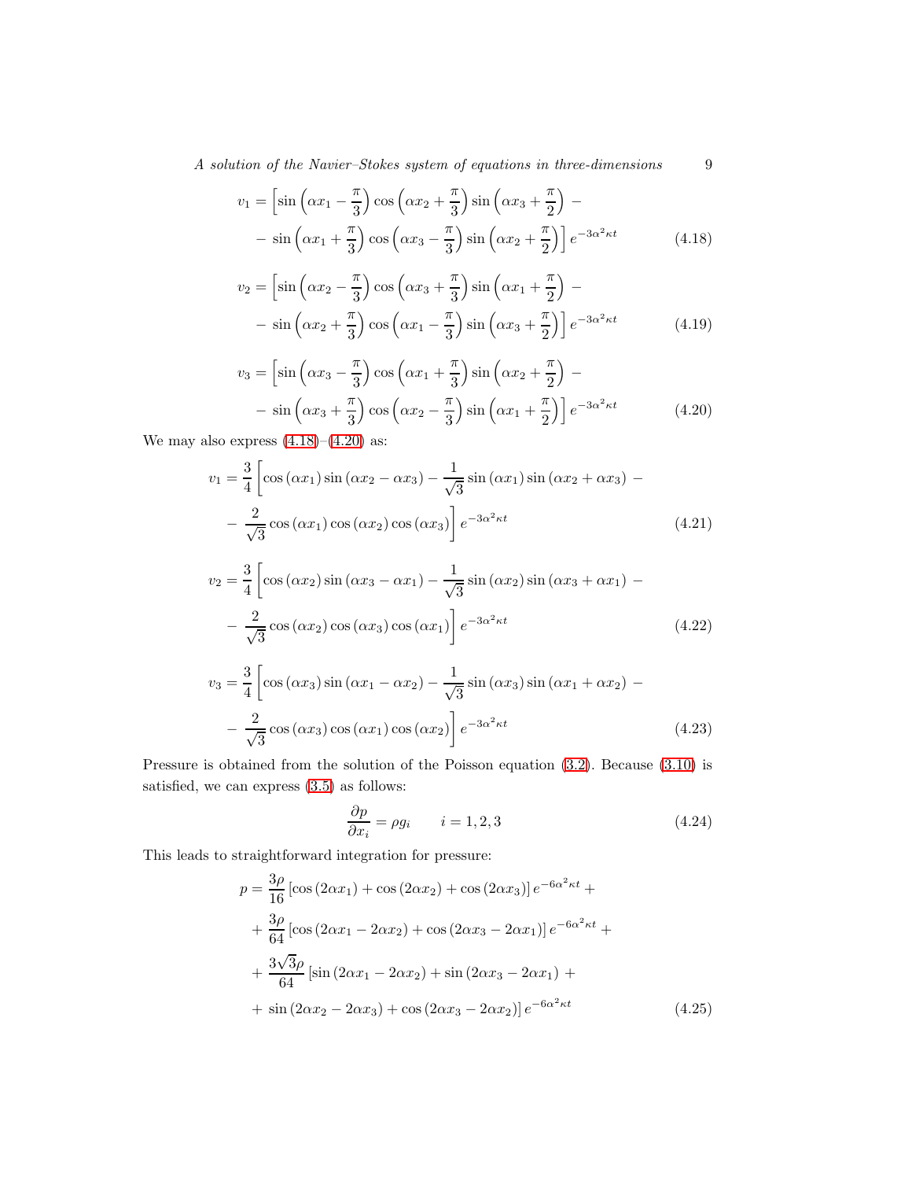$$
v_1 = \left[ \sin\left(\alpha x_1 - \frac{\pi}{3}\right) \cos\left(\alpha x_2 + \frac{\pi}{3}\right) \sin\left(\alpha x_3 + \frac{\pi}{2}\right) - \right.
$$
$$
\left. - \sin\left(\alpha x_1 + \frac{\pi}{3}\right) \cos\left(\alpha x_3 - \frac{\pi}{3}\right) \sin\left(\alpha x_2 + \frac{\pi}{2}\right) \right] e^{-3\alpha^2 \kappa t} \tag{4.18}
$$

$$
v_2 = \left[ \sin\left(\alpha x_2 - \frac{\pi}{3}\right) \cos\left(\alpha x_3 + \frac{\pi}{3}\right) \sin\left(\alpha x_1 + \frac{\pi}{2}\right) - \right.
$$
$$
\left. - \sin\left(\alpha x_2 + \frac{\pi}{3}\right) \cos\left(\alpha x_1 - \frac{\pi}{3}\right) \sin\left(\alpha x_3 + \frac{\pi}{2}\right) \right] e^{-3\alpha^2 \kappa t} \tag{4.19}
$$

$$
v_3 = \left[ \sin\left(\alpha x_3 - \frac{\pi}{3}\right) \cos\left(\alpha x_1 + \frac{\pi}{3}\right) \sin\left(\alpha x_2 + \frac{\pi}{2}\right) - \right.
$$
$$
\left. - \sin\left(\alpha x_3 + \frac{\pi}{3}\right) \cos\left(\alpha x_2 - \frac{\pi}{3}\right) \sin\left(\alpha x_1 + \frac{\pi}{2}\right) \right] e^{-3\alpha^2 \kappa t} \tag{4.20}
$$

We may also express (4.18)–(4.20) as:

$$
v_1 = \frac{3}{4} \left[ \cos(\alpha x_1) \sin(\alpha x_2 - \alpha x_3) - \frac{1}{\sqrt{3}} \sin(\alpha x_1) \sin(\alpha x_2 + \alpha x_3) - \right.
$$
$$
\left. - \frac{2}{\sqrt{3}} \cos(\alpha x_1) \cos(\alpha x_2) \cos(\alpha x_3) \right] e^{-3\alpha^2 \kappa t} \tag{4.21}
$$

$$
v_2 = \frac{3}{4} \left[ \cos(\alpha x_2) \sin(\alpha x_3 - \alpha x_1) - \frac{1}{\sqrt{3}} \sin(\alpha x_2) \sin(\alpha x_3 + \alpha x_1) - \right.
$$
$$
\left. - \frac{2}{\sqrt{3}} \cos(\alpha x_2) \cos(\alpha x_3) \cos(\alpha x_1) \right] e^{-3\alpha^2 \kappa t} \tag{4.22}
$$

$$
v_3 = \frac{3}{4} \left[ \cos(\alpha x_3) \sin(\alpha x_1 - \alpha x_2) - \frac{1}{\sqrt{3}} \sin(\alpha x_3) \sin(\alpha x_1 + \alpha x_2) - \right.
$$
$$
\left. - \frac{2}{\sqrt{3}} \cos(\alpha x_3) \cos(\alpha x_1) \cos(\alpha x_2) \right] e^{-3\alpha^2 \kappa t} \tag{4.23}
$$

Pressure is obtained from the solution of the Poisson equation (3.2). Because (3.10) is satisfied, we can express (3.5) as follows:

$$
\frac{\partial p}{\partial x_i} = \rho g_i \qquad i = 1, 2, 3 \tag{4.24}
$$

This leads to straightforward integration for pressure:

$$
p = \frac{3\rho}{16} \left[ \cos(2\alpha x_1) + \cos(2\alpha x_2) + \cos(2\alpha x_3) \right] e^{-6\alpha^2 \kappa t} +
$$
$$
+ \frac{3\rho}{64} \left[ \cos(2\alpha x_1 - 2\alpha x_2) + \cos(2\alpha x_3 - 2\alpha x_1) \right] e^{-6\alpha^2 \kappa t} +
$$
$$
+ \frac{3\sqrt{3}\rho}{64} \left[ \sin(2\alpha x_1 - 2\alpha x_2) + \sin(2\alpha x_3 - 2\alpha x_1) + \right.
$$
$$
\left. + \sin(2\alpha x_2 - 2\alpha x_3) + \cos(2\alpha x_3 - 2\alpha x_2) \right] e^{-6\alpha^2 \kappa t} \tag{4.25}
$$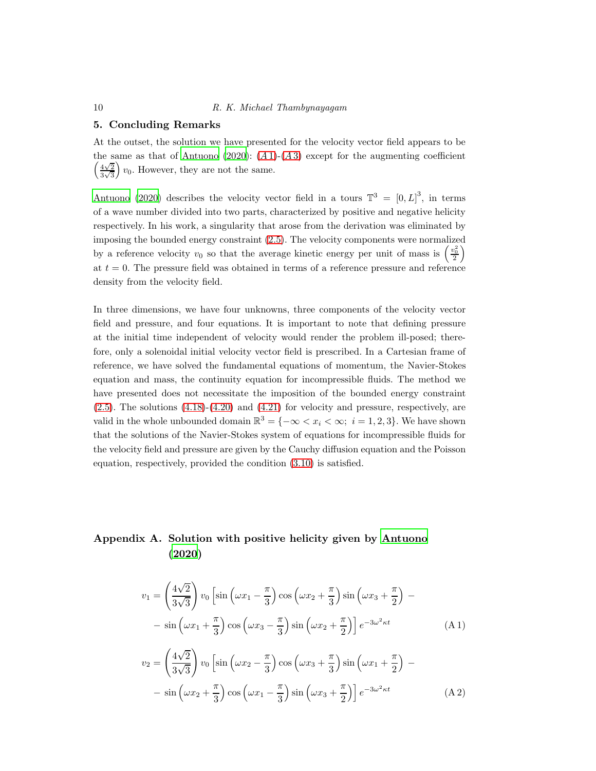## 5. Concluding Remarks

At the outset, the solution we have presented for the velocity vector field appears to be the same as that of Antuono (2020): (A 1)-(A 3) except for the augmenting coefficient $\left(\frac{4\sqrt{2}}{3\sqrt{3}}\right) v_0$. However, they are not the same.

Antuono (2020) describes the velocity vector field in a tours $\mathbb{T}^3 = [0, L]^3$, in terms of a wave number divided into two parts, characterized by positive and negative helicity respectively. In his work, a singularity that arose from the derivation was eliminated by imposing the bounded energy constraint (2.5). The velocity components were normalized by a reference velocity $v_0$ so that the average kinetic energy per unit of mass is $\left(\frac{v_0^2}{2}\right)$ at $t = 0$. The pressure field was obtained in terms of a reference pressure and reference density from the velocity field.

In three dimensions, we have four unknowns, three components of the velocity vector field and pressure, and four equations. It is important to note that defining pressure at the initial time independent of velocity would render the problem ill-posed; therefore, only a solenoidal initial velocity vector field is prescribed. In a Cartesian frame of reference, we have solved the fundamental equations of momentum, the Navier-Stokes equation and mass, the continuity equation for incompressible fluids. The method we have presented does not necessitate the imposition of the bounded energy constraint (2.5). The solutions (4.18)-(4.20) and (4.21) for velocity and pressure, respectively, are valid in the whole unbounded domain $\mathbb{R}^3 = \{-\infty < x_i < \infty;\ i = 1, 2, 3\}$. We have shown that the solutions of the Navier-Stokes system of equations for incompressible fluids for the velocity field and pressure are given by the Cauchy diffusion equation and the Poisson equation, respectively, provided the condition (3.10) is satisfied.

## Appendix A. Solution with positive helicity given by Antuono (2020)

$$
\begin{aligned}
v_1 = \left(\frac{4\sqrt{2}}{3\sqrt{3}}\right) v_0 \Big[ &\sin\left(\omega x_1 - \frac{\pi}{3}\right) \cos\left(\omega x_2 + \frac{\pi}{3}\right) \sin\left(\omega x_3 + \frac{\pi}{2}\right) - \\
- &\sin\left(\omega x_1 + \frac{\pi}{3}\right) \cos\left(\omega x_3 - \frac{\pi}{3}\right) \sin\left(\omega x_2 + \frac{\pi}{2}\right) \Big] e^{-3\omega^2 \kappa t}
\end{aligned}
\tag{A 1}
$$

$$
\begin{aligned}
v_2 = \left(\frac{4\sqrt{2}}{3\sqrt{3}}\right) v_0 \Big[ &\sin\left(\omega x_2 - \frac{\pi}{3}\right) \cos\left(\omega x_3 + \frac{\pi}{3}\right) \sin\left(\omega x_1 + \frac{\pi}{2}\right) - \\
- &\sin\left(\omega x_2 + \frac{\pi}{3}\right) \cos\left(\omega x_1 - \frac{\pi}{3}\right) \sin\left(\omega x_3 + \frac{\pi}{2}\right) \Big] e^{-3\omega^2 \kappa t}
\end{aligned}
\tag{A 2}
$$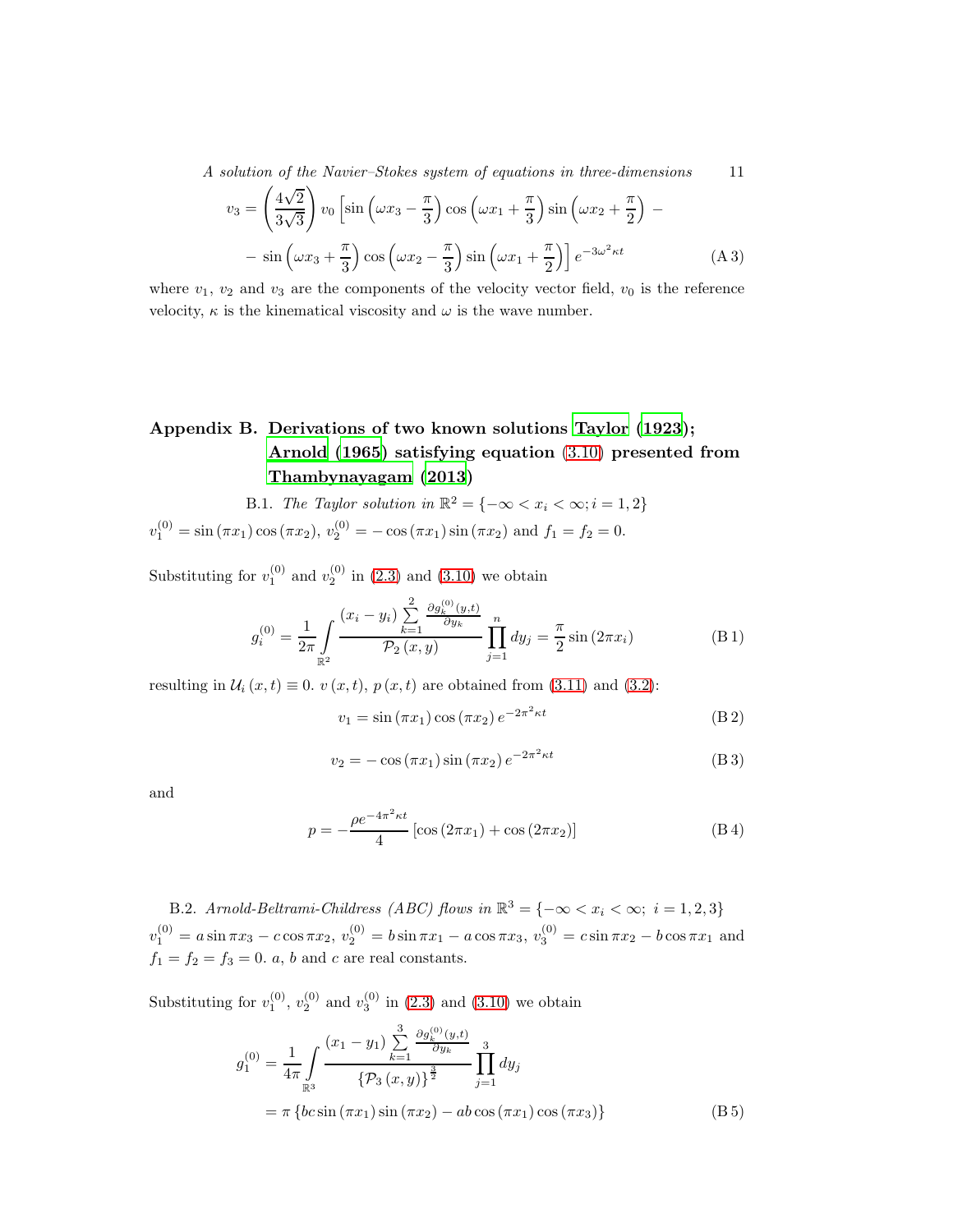$$
v_3 = \left(\frac{4\sqrt{2}}{3\sqrt{3}}\right) v_0 \left[\sin\left(\omega x_3 - \frac{\pi}{3}\right)\cos\left(\omega x_1 + \frac{\pi}{3}\right)\sin\left(\omega x_2 + \frac{\pi}{2}\right) - \right.
$$

$$
\left. - \sin\left(\omega x_3 + \frac{\pi}{3}\right)\cos\left(\omega x_2 - \frac{\pi}{3}\right)\sin\left(\omega x_1 + \frac{\pi}{2}\right)\right] e^{-3\omega^2\kappa t} \tag{A 3}
$$

where $v_1$, $v_2$ and $v_3$ are the components of the velocity vector field, $v_0$ is the reference velocity, $\kappa$ is the kinematical viscosity and $\omega$ is the wave number.

## Appendix B. Derivations of two known solutions Taylor (1923); Arnold (1965) satisfying equation (3.10) presented from Thambynayagam (2013)

B.1. *The Taylor solution in* $\mathbb{R}^2 = \{-\infty < x_i < \infty; i = 1, 2\}$

$v_1^{(0)} = \sin(\pi x_1)\cos(\pi x_2)$, $v_2^{(0)} = -\cos(\pi x_1)\sin(\pi x_2)$ and $f_1 = f_2 = 0$.

Substituting for $v_1^{(0)}$ and $v_2^{(0)}$ in (2.3) and (3.10) we obtain

$$
g_i^{(0)} = \frac{1}{2\pi}\int\limits_{\mathbb{R}^2} \frac{(x_i - y_i)\sum\limits_{k=1}^{2}\frac{\partial g_k^{(0)}(y,t)}{\partial y_k}}{\mathcal{P}_2(x,y)} \prod_{j=1}^{n} dy_j = \frac{\pi}{2}\sin(2\pi x_i) \tag{B 1}
$$

resulting in $\mathcal{U}_i(x,t) \equiv 0$. $v(x,t)$, $p(x,t)$ are obtained from (3.11) and (3.2):

$$
v_1 = \sin(\pi x_1)\cos(\pi x_2)\, e^{-2\pi^2\kappa t} \tag{B 2}
$$

$$
v_2 = -\cos(\pi x_1)\sin(\pi x_2)\, e^{-2\pi^2\kappa t} \tag{B 3}
$$

and

$$
p = -\frac{\rho e^{-4\pi^2\kappa t}}{4}\left[\cos(2\pi x_1) + \cos(2\pi x_2)\right] \tag{B 4}
$$

B.2. *Arnold-Beltrami-Childress (ABC) flows in* $\mathbb{R}^3 = \{-\infty < x_i < \infty;\ i = 1, 2, 3\}$

$v_1^{(0)} = a\sin\pi x_3 - c\cos\pi x_2$, $v_2^{(0)} = b\sin\pi x_1 - a\cos\pi x_3$, $v_3^{(0)} = c\sin\pi x_2 - b\cos\pi x_1$ and $f_1 = f_2 = f_3 = 0$. $a$, $b$ and $c$ are real constants.

Substituting for $v_1^{(0)}$, $v_2^{(0)}$ and $v_3^{(0)}$ in (2.3) and (3.10) we obtain

$$
\begin{aligned}
g_1^{(0)} &= \frac{1}{4\pi}\int\limits_{\mathbb{R}^3} \frac{(x_1 - y_1)\sum\limits_{k=1}^{3}\frac{\partial g_k^{(0)}(y,t)}{\partial y_k}}{\{\mathcal{P}_3(x,y)\}^{\frac{3}{2}}} \prod_{j=1}^{3} dy_j \\
&= \pi\left\{bc\sin(\pi x_1)\sin(\pi x_2) - ab\cos(\pi x_1)\cos(\pi x_3)\right\}
\end{aligned} \tag{B 5}
$$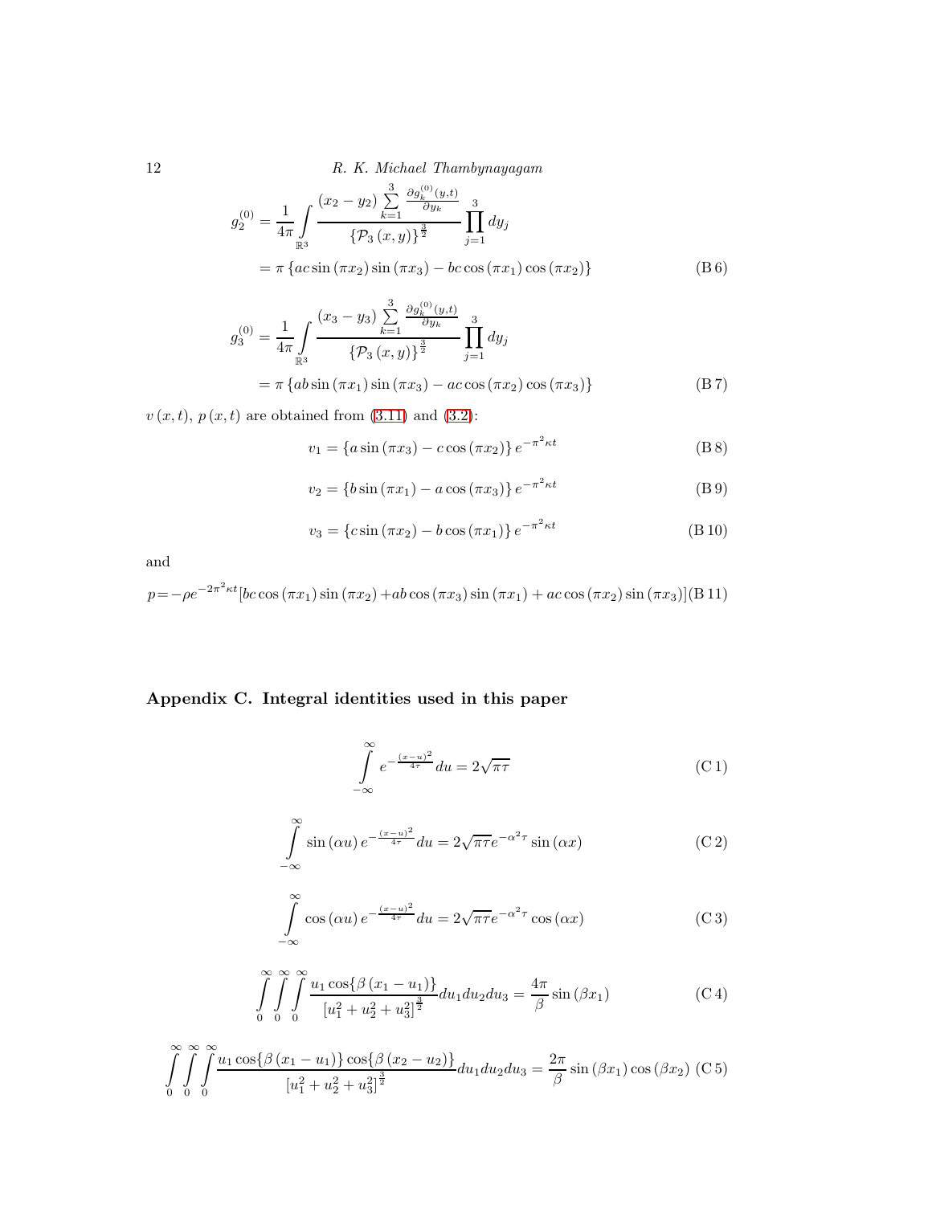$$g_2^{(0)} = \frac{1}{4\pi} \int\limits_{\mathbb{R}^3} \frac{(x_2 - y_2) \sum\limits_{k=1}^{3} \frac{\partial g_k^{(0)}(y,t)}{\partial y_k}}{\{\mathcal{P}_3(x,y)\}^{\frac{3}{2}}} \prod_{j=1}^{3} dy_j$$

$$= \pi \{ac \sin(\pi x_2) \sin(\pi x_3) - bc \cos(\pi x_1) \cos(\pi x_2)\} \tag{B 6}$$

$$g_3^{(0)} = \frac{1}{4\pi} \int\limits_{\mathbb{R}^3} \frac{(x_3 - y_3) \sum\limits_{k=1}^{3} \frac{\partial g_k^{(0)}(y,t)}{\partial y_k}}{\{\mathcal{P}_3(x,y)\}^{\frac{3}{2}}} \prod_{j=1}^{3} dy_j$$

$$= \pi \{ab \sin(\pi x_1) \sin(\pi x_3) - ac \cos(\pi x_2) \cos(\pi x_3)\} \tag{B 7}$$

$v(x,t)$, $p(x,t)$ are obtained from (3.11) and (3.2):

$$v_1 = \{a \sin(\pi x_3) - c \cos(\pi x_2)\} e^{-\pi^2 \kappa t} \tag{B 8}$$

$$v_2 = \{b \sin(\pi x_1) - a \cos(\pi x_3)\} e^{-\pi^2 \kappa t} \tag{B 9}$$

$$v_3 = \{c \sin(\pi x_2) - b \cos(\pi x_1)\} e^{-\pi^2 \kappa t} \tag{B 10}$$

and

$$p = -\rho e^{-2\pi^2 \kappa t} [bc \cos(\pi x_1) \sin(\pi x_2) + ab \cos(\pi x_3) \sin(\pi x_1) + ac \cos(\pi x_2) \sin(\pi x_3)] \tag{B 11}$$

## Appendix C. Integral identities used in this paper

$$\int\limits_{-\infty}^{\infty} e^{-\frac{(x-u)^2}{4\tau}} du = 2\sqrt{\pi\tau} \tag{C 1}$$

$$\int\limits_{-\infty}^{\infty} \sin(\alpha u) e^{-\frac{(x-u)^2}{4\tau}} du = 2\sqrt{\pi\tau} e^{-\alpha^2 \tau} \sin(\alpha x) \tag{C 2}$$

$$\int\limits_{-\infty}^{\infty} \cos(\alpha u) e^{-\frac{(x-u)^2}{4\tau}} du = 2\sqrt{\pi\tau} e^{-\alpha^2 \tau} \cos(\alpha x) \tag{C 3}$$

$$\int\limits_0^{\infty} \int\limits_0^{\infty} \int\limits_0^{\infty} \frac{u_1 \cos\{\beta(x_1 - u_1)\}}{[u_1^2 + u_2^2 + u_3^2]^{\frac{3}{2}}} du_1 du_2 du_3 = \frac{4\pi}{\beta} \sin(\beta x_1) \tag{C 4}$$

$$\int\limits_0^{\infty} \int\limits_0^{\infty} \int\limits_0^{\infty} \frac{u_1 \cos\{\beta(x_1 - u_1)\} \cos\{\beta(x_2 - u_2)\}}{[u_1^2 + u_2^2 + u_3^2]^{\frac{3}{2}}} du_1 du_2 du_3 = \frac{2\pi}{\beta} \sin(\beta x_1) \cos(\beta x_2) \tag{C 5}$$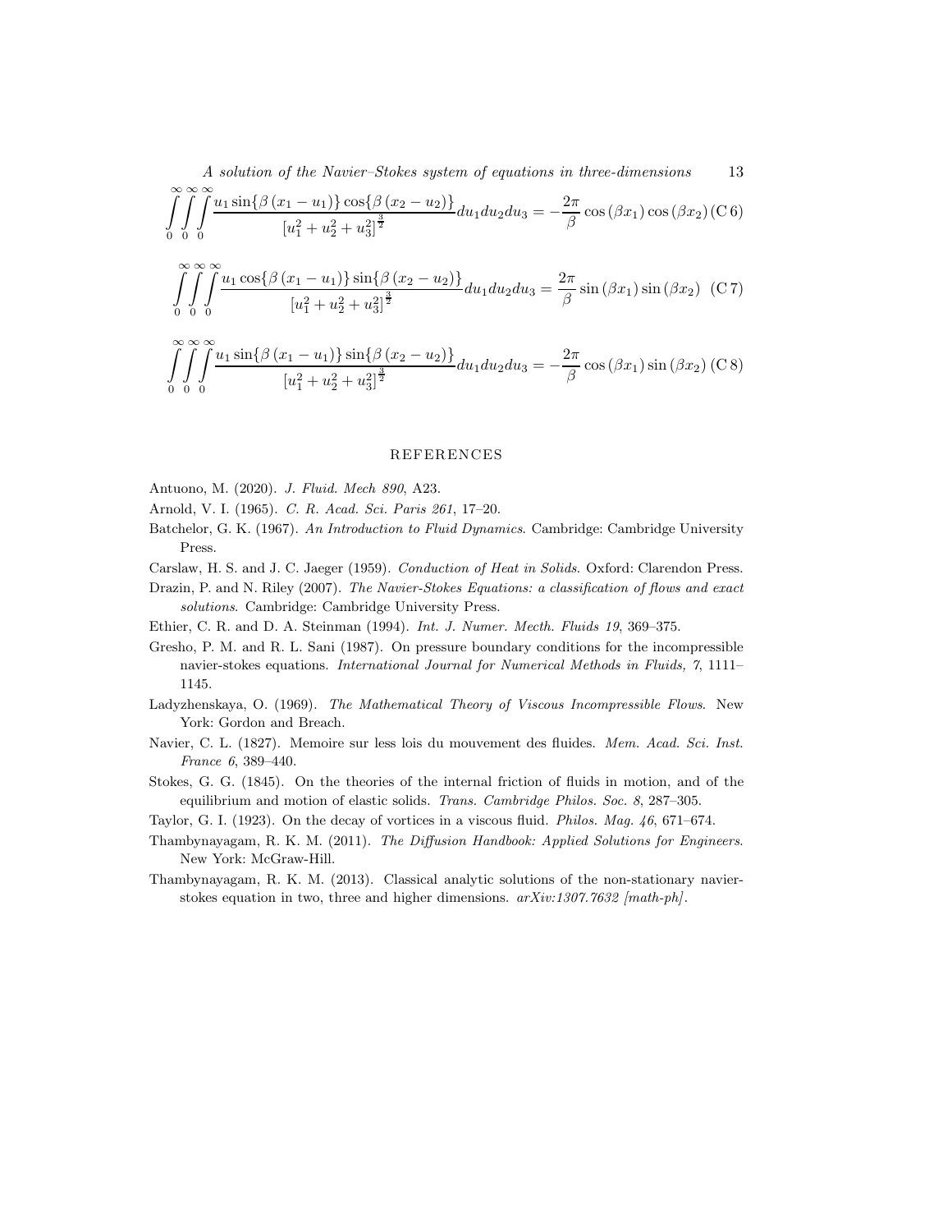$$\int_0^\infty\int_0^\infty\int_0^\infty \frac{u_1 \sin\{\beta(x_1-u_1)\}\cos\{\beta(x_2-u_2)\}}{[u_1^2+u_2^2+u_3^2]^{\frac{3}{2}}}du_1du_2du_3 = -\frac{2\pi}{\beta}\cos(\beta x_1)\cos(\beta x_2) \quad \text{(C 6)}$$

$$\int_0^\infty\int_0^\infty\int_0^\infty \frac{u_1 \cos\{\beta(x_1-u_1)\}\sin\{\beta(x_2-u_2)\}}{[u_1^2+u_2^2+u_3^2]^{\frac{3}{2}}}du_1du_2du_3 = \frac{2\pi}{\beta}\sin(\beta x_1)\sin(\beta x_2) \quad \text{(C 7)}$$

$$\int_0^\infty\int_0^\infty\int_0^\infty \frac{u_1 \sin\{\beta(x_1-u_1)\}\sin\{\beta(x_2-u_2)\}}{[u_1^2+u_2^2+u_3^2]^{\frac{3}{2}}}du_1du_2du_3 = -\frac{2\pi}{\beta}\cos(\beta x_1)\sin(\beta x_2) \quad \text{(C 8)}$$

## REFERENCES

Antuono, M. (2020). *J. Fluid. Mech 890*, A23.

Arnold, V. I. (1965). *C. R. Acad. Sci. Paris 261*, 17–20.

Batchelor, G. K. (1967). *An Introduction to Fluid Dynamics*. Cambridge: Cambridge University Press.

Carslaw, H. S. and J. C. Jaeger (1959). *Conduction of Heat in Solids*. Oxford: Clarendon Press.

Drazin, P. and N. Riley (2007). *The Navier-Stokes Equations: a classification of flows and exact solutions*. Cambridge: Cambridge University Press.

Ethier, C. R. and D. A. Steinman (1994). *Int. J. Numer. Mecth. Fluids 19*, 369–375.

Gresho, P. M. and R. L. Sani (1987). On pressure boundary conditions for the incompressible navier-stokes equations. *International Journal for Numerical Methods in Fluids, 7*, 1111–1145.

Ladyzhenskaya, O. (1969). *The Mathematical Theory of Viscous Incompressible Flows*. New York: Gordon and Breach.

Navier, C. L. (1827). Memoire sur less lois du mouvement des fluides. *Mem. Acad. Sci. Inst. France 6*, 389–440.

Stokes, G. G. (1845). On the theories of the internal friction of fluids in motion, and of the equilibrium and motion of elastic solids. *Trans. Cambridge Philos. Soc. 8*, 287–305.

Taylor, G. I. (1923). On the decay of vortices in a viscous fluid. *Philos. Mag. 46*, 671–674.

Thambynayagam, R. K. M. (2011). *The Diffusion Handbook: Applied Solutions for Engineers*. New York: McGraw-Hill.

Thambynayagam, R. K. M. (2013). Classical analytic solutions of the non-stationary navier-stokes equation in two, three and higher dimensions. *arXiv:1307.7632 [math-ph]*.